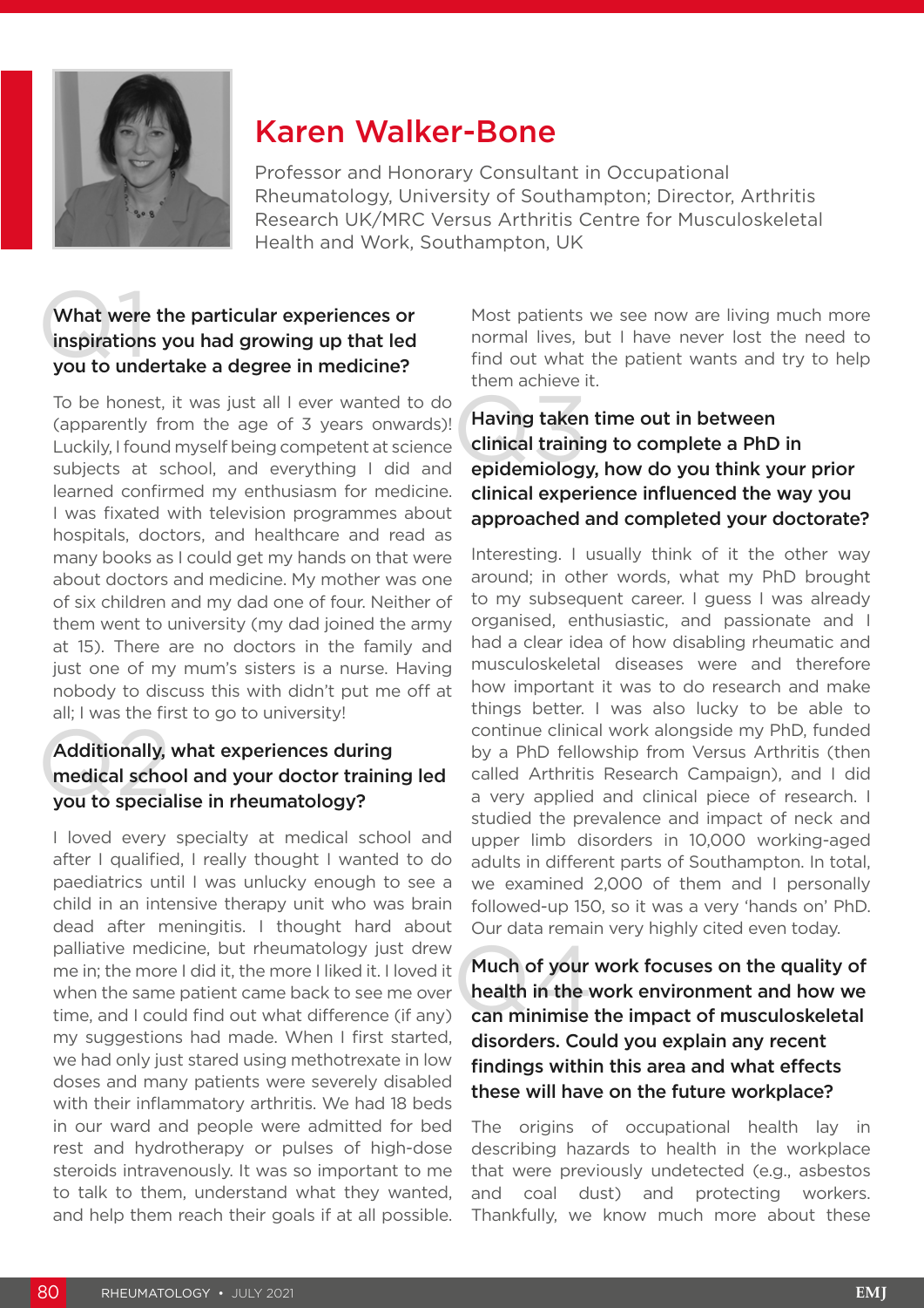# Karen Walker-Bone

Professor and Honorary Consultant in Occupational Rheumatology, University of Southampton; Director, Arthritis Research UK/MRC Versus Arthritis Centre for Musculoskeletal Health and Work, Southampton, UK

### Q1 What were the particular experiences or inspirations you had growing up that led you to undertake a degree in medicine?

To be honest, it was just all I ever wanted to do (apparently from the age of 3 years onwards)! Luckily, I found myself being competent at science subjects at school, and everything I did and learned confirmed my enthusiasm for medicine. I was fixated with television programmes about hospitals, doctors, and healthcare and read as many books as I could get my hands on that were about doctors and medicine. My mother was one of six children and my dad one of four. Neither of them went to university (my dad joined the army at 15). There are no doctors in the family and just one of my mum's sisters is a nurse. Having nobody to discuss this with didn't put me off at all; I was the first to go to university!

### Q2 Additionally, what experiences during medical school and your doctor training led you to specialise in rheumatology?

I loved every specialty at medical school and after I qualified, I really thought I wanted to do paediatrics until I was unlucky enough to see a child in an intensive therapy unit who was brain dead after meningitis. I thought hard about palliative medicine, but rheumatology just drew me in; the more I did it, the more I liked it. I loved it when the same patient came back to see me over time, and I could find out what difference (if any) my suggestions had made. When I first started, we had only just stared using methotrexate in low doses and many patients were severely disabled with their inflammatory arthritis. We had 18 beds in our ward and people were admitted for bed rest and hydrotherapy or pulses of high-dose steroids intravenously. It was so important to me to talk to them, understand what they wanted, and help them reach their goals if at all possible. Most patients we see now are living much more normal lives, but I have never lost the need to find out what the patient wants and try to help them achieve it.

### Q3 Having taken time out in between clinical training to complete a PhD in epidemiology, how do you think your prior clinical experience influenced the way you approached and completed your doctorate?

Interesting. I usually think of it the other way around; in other words, what my PhD brought to my subsequent career. I guess I was already organised, enthusiastic, and passionate and I had a clear idea of how disabling rheumatic and musculoskeletal diseases were and therefore how important it was to do research and make things better. I was also lucky to be able to continue clinical work alongside my PhD, funded by a PhD fellowship from Versus Arthritis (then called Arthritis Research Campaign), and I did a very applied and clinical piece of research. I studied the prevalence and impact of neck and upper limb disorders in 10,000 working-aged adults in different parts of Southampton. In total, we examined 2,000 of them and I personally followed-up 150, so it was a very 'hands on' PhD. Our data remain very highly cited even today.

### Q4 Much of your work focuses on the quality of health in the work environment and how we can minimise the impact of musculoskeletal disorders. Could you explain any recent findings within this area and what effects these will have on the future workplace?

The origins of occupational health lay in describing hazards to health in the workplace that were previously undetected (e.g., asbestos and coal dust) and protecting workers. Thankfully, we know much more about these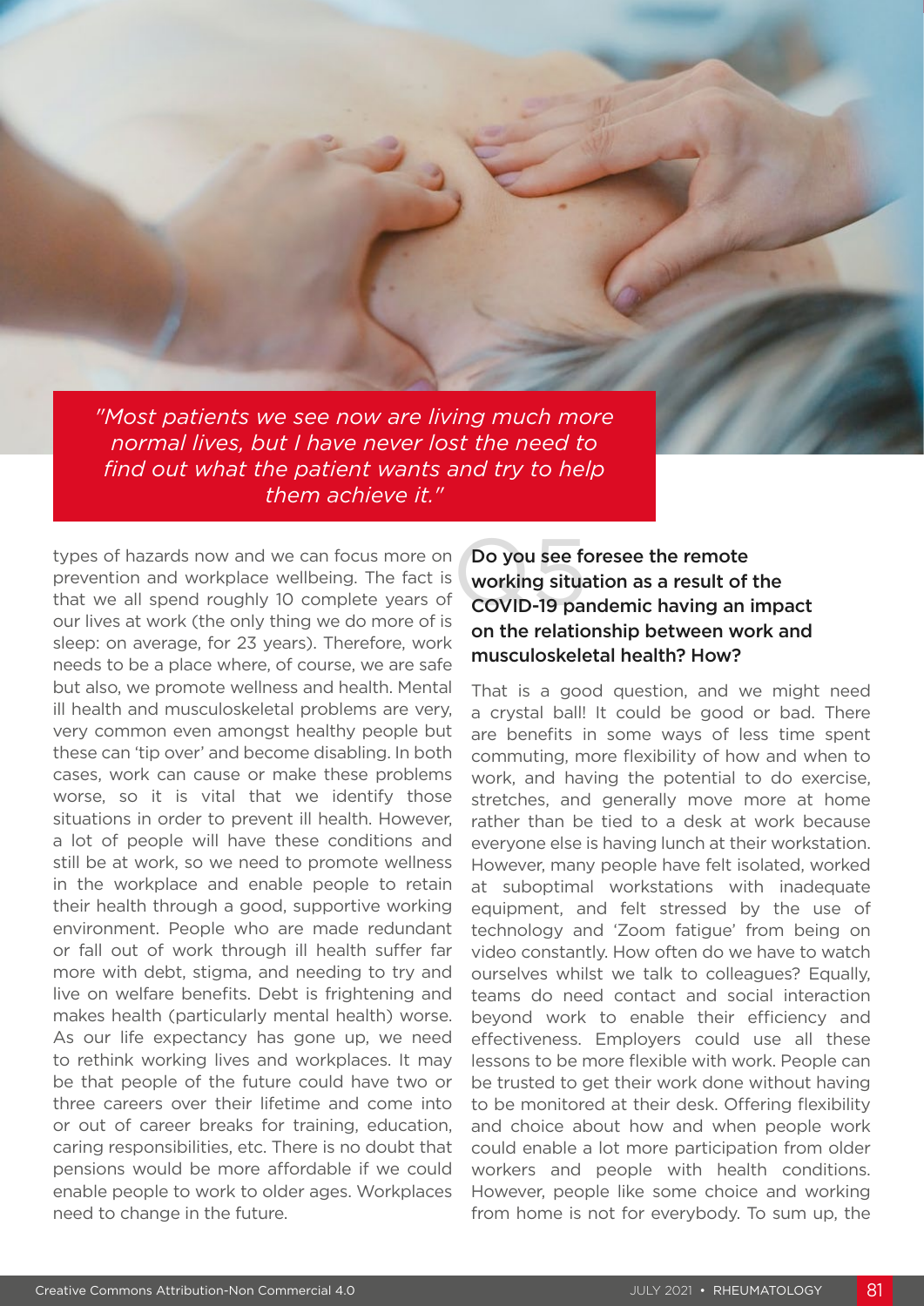*"Most patients we see now are living much more normal lives, but I have never lost the need to find out what the patient wants and try to help them achieve it."*

types of hazards now and we can focus more on prevention and workplace wellbeing. The fact is that we all spend roughly 10 complete years of our lives at work (the only thing we do more of is sleep: on average, for 23 years). Therefore, work needs to be a place where, of course, we are safe but also, we promote wellness and health. Mental ill health and musculoskeletal problems are very, very common even amongst healthy people but these can 'tip over' and become disabling. In both cases, work can cause or make these problems worse, so it is vital that we identify those situations in order to prevent ill health. However, a lot of people will have these conditions and still be at work, so we need to promote wellness in the workplace and enable people to retain their health through a good, supportive working environment. People who are made redundant or fall out of work through ill health suffer far more with debt, stigma, and needing to try and live on welfare benefits. Debt is frightening and makes health (particularly mental health) worse. As our life expectancy has gone up, we need to rethink working lives and workplaces. It may be that people of the future could have two or three careers over their lifetime and come into or out of career breaks for training, education, caring responsibilities, etc. There is no doubt that pensions would be more affordable if we could enable people to work to older ages. Workplaces need to change in the future.

### Q5 Do you see foresee the remote working situation as a result of the COVID-19 pandemic having an impact on the relationship between work and musculoskeletal health? How?

That is a good question, and we might need a crystal ball! It could be good or bad. There are benefits in some ways of less time spent commuting, more flexibility of how and when to work, and having the potential to do exercise, stretches, and generally move more at home rather than be tied to a desk at work because everyone else is having lunch at their workstation. However, many people have felt isolated, worked at suboptimal workstations with inadequate equipment, and felt stressed by the use of technology and 'Zoom fatigue' from being on video constantly. How often do we have to watch ourselves whilst we talk to colleagues? Equally, teams do need contact and social interaction beyond work to enable their efficiency and effectiveness. Employers could use all these lessons to be more flexible with work. People can be trusted to get their work done without having to be monitored at their desk. Offering flexibility and choice about how and when people work could enable a lot more participation from older workers and people with health conditions. However, people like some choice and working from home is not for everybody. To sum up, the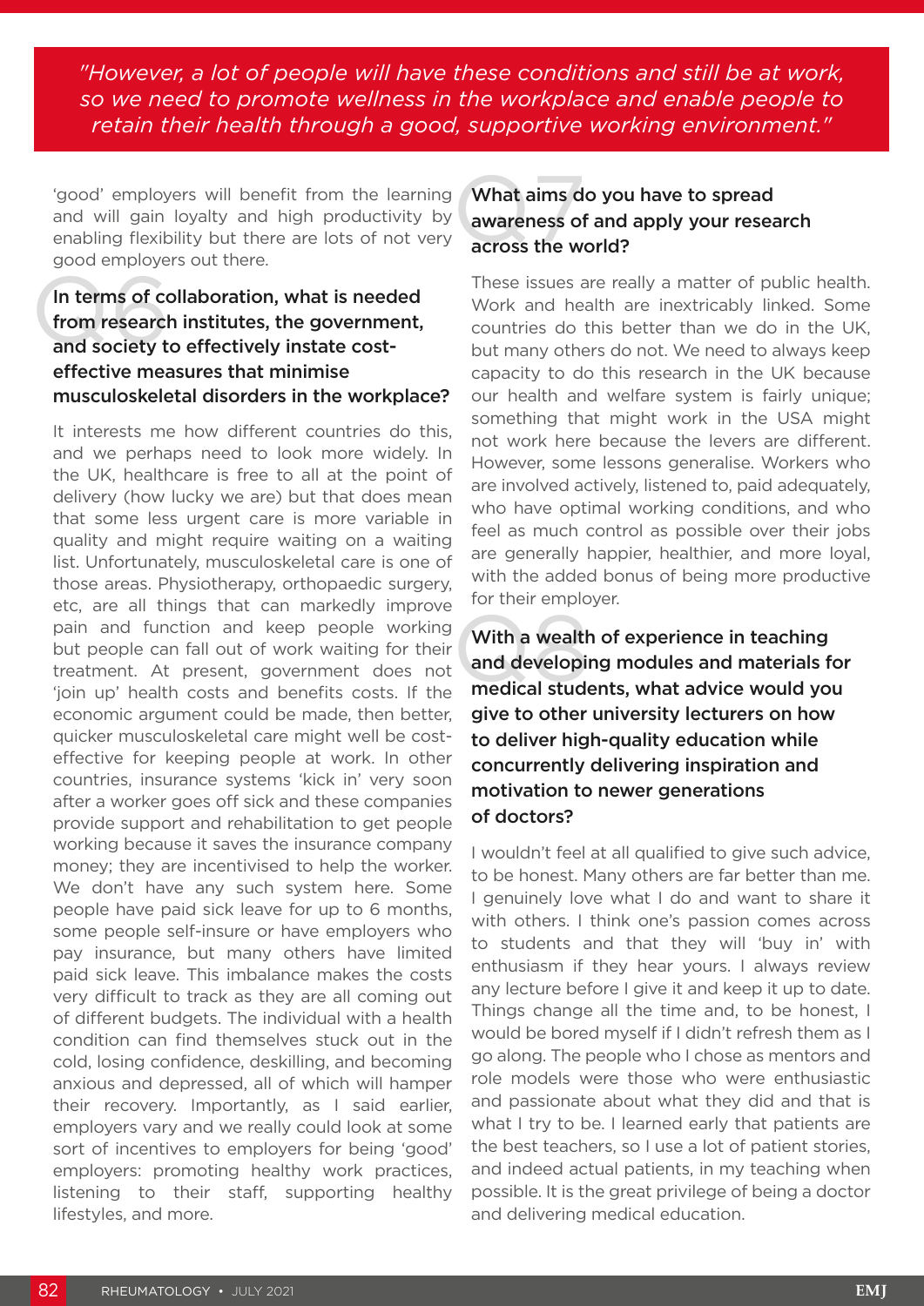*"However, a lot of people will have these conditions and still be at work, so we need to promote wellness in the workplace and enable people to retain their health through a good, supportive working environment."*

'good' employers will benefit from the learning and will gain loyalty and high productivity by enabling flexibility but there are lots of not very good employers out there.

### Q6 In terms of collaboration, what is needed from research institutes, the government, and society to effectively instate cost-effective measures that minimise musculoskeletal disorders in the workplace?

It interests me how different countries do this, and we perhaps need to look more widely. In the UK, healthcare is free to all at the point of delivery (how lucky we are) but that does mean that some less urgent care is more variable in quality and might require waiting on a waiting list. Unfortunately, musculoskeletal care is one of those areas. Physiotherapy, orthopaedic surgery, etc, are all things that can markedly improve pain and function and keep people working but people can fall out of work waiting for their treatment. At present, government does not 'join up' health costs and benefits costs. If the economic argument could be made, then better, quicker musculoskeletal care might well be cost-effective for keeping people at work. In other countries, insurance systems 'kick in' very soon after a worker goes off sick and these companies provide support and rehabilitation to get people working because it saves the insurance company money; they are incentivised to help the worker. We don't have any such system here. Some people have paid sick leave for up to 6 months, some people self-insure or have employers who pay insurance, but many others have limited paid sick leave. This imbalance makes the costs very difficult to track as they are all coming out of different budgets. The individual with a health condition can find themselves stuck out in the cold, losing confidence, deskilling, and becoming anxious and depressed, all of which will hamper their recovery. Importantly, as I said earlier, employers vary and we really could look at some sort of incentives to employers for being 'good' employers: promoting healthy work practices, listening to their staff, supporting healthy lifestyles, and more.

### Q7 What aims do you have to spread awareness of and apply your research across the world?

These issues are really a matter of public health. Work and health are inextricably linked. Some countries do this better than we do in the UK, but many others do not. We need to always keep capacity to do this research in the UK because our health and welfare system is fairly unique; something that might work in the USA might not work here because the levers are different. However, some lessons generalise. Workers who are involved actively, listened to, paid adequately, who have optimal working conditions, and who feel as much control as possible over their jobs are generally happier, healthier, and more loyal, with the added bonus of being more productive for their employer.

### Q8 With a wealth of experience in teaching and developing modules and materials for medical students, what advice would you give to other university lecturers on how to deliver high-quality education while concurrently delivering inspiration and motivation to newer generations of doctors?

I wouldn't feel at all qualified to give such advice, to be honest. Many others are far better than me. I genuinely love what I do and want to share it with others. I think one's passion comes across to students and that they will 'buy in' with enthusiasm if they hear yours. I always review any lecture before I give it and keep it up to date. Things change all the time and, to be honest, I would be bored myself if I didn't refresh them as I go along. The people who I chose as mentors and role models were those who were enthusiastic and passionate about what they did and that is what I try to be. I learned early that patients are the best teachers, so I use a lot of patient stories, and indeed actual patients, in my teaching when possible. It is the great privilege of being a doctor and delivering medical education.